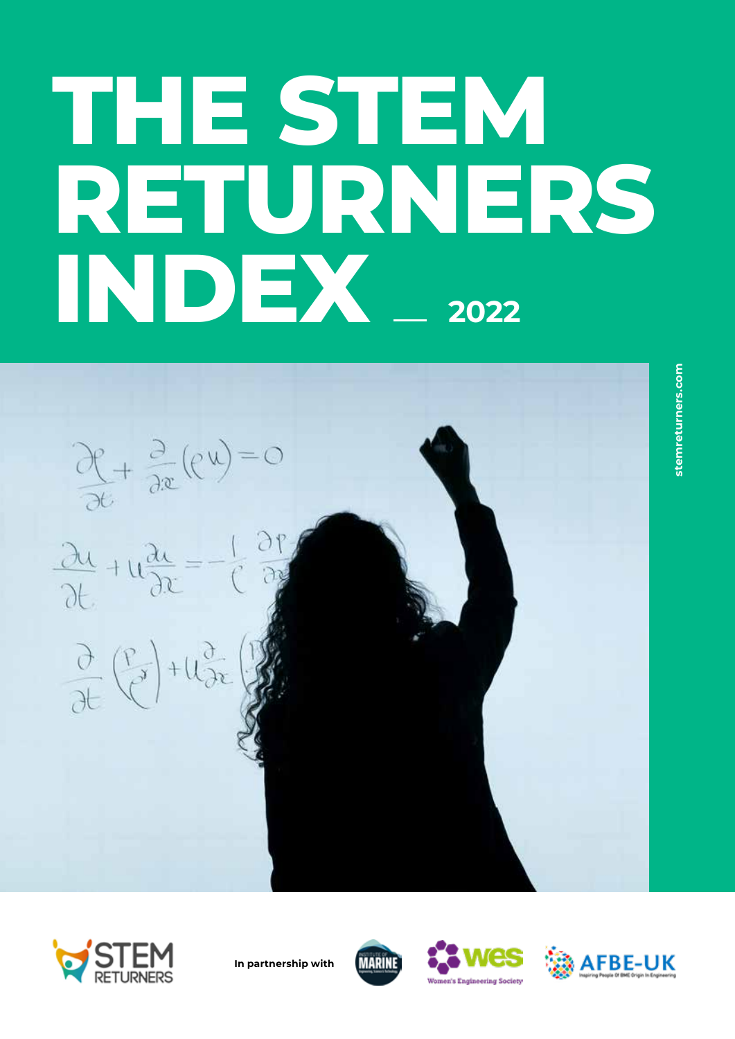# THE STEM RETURNERS INDEX — 2022

stemreturners.com

In partnership with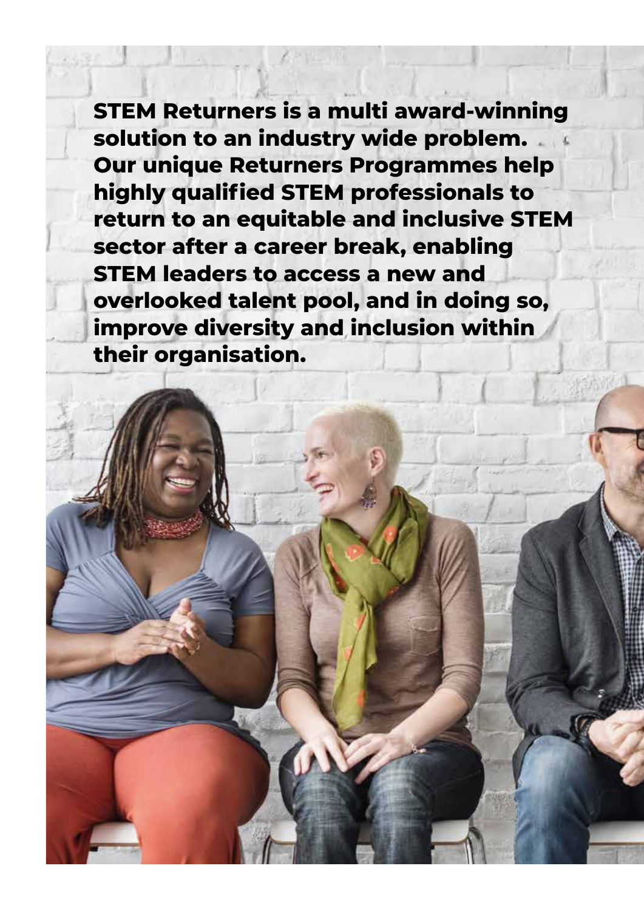**STEM Returners is a multi award-winning solution to an industry wide problem. Our unique Returners Programmes help highly qualified STEM professionals to return to an equitable and inclusive STEM sector after a career break, enabling STEM leaders to access a new and overlooked talent pool, and in doing so, improve diversity and inclusion within their organisation.**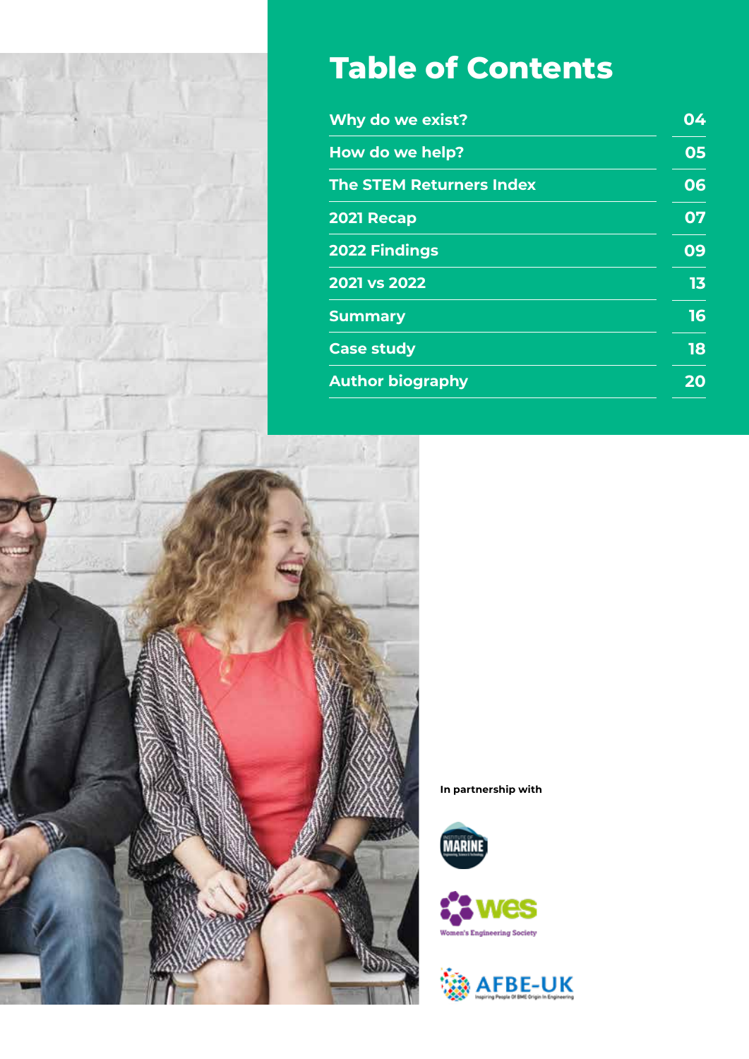# Table of Contents

| | |
|---|---|
| Why do we exist? | 04 |
| How do we help? | 05 |
| The STEM Returners Index | 06 |
| 2021 Recap | 07 |
| 2022 Findings | 09 |
| 2021 vs 2022 | 13 |
| Summary | 16 |
| Case study | 18 |
| Author biography | 20 |

**In partnership with**

Institute of Marine Engineering, Science & Technology

wes Women's Engineering Society

AFBE-UK Inspiring People Of BME Origin In Engineering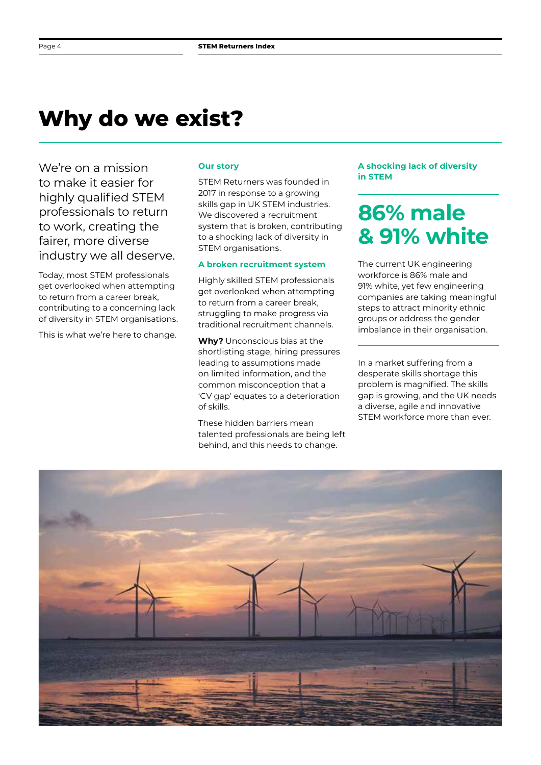# Why do we exist?

We're on a mission to make it easier for highly qualified STEM professionals to return to work, creating the fairer, more diverse industry we all deserve.

Today, most STEM professionals get overlooked when attempting to return from a career break, contributing to a concerning lack of diversity in STEM organisations.

This is what we're here to change.

### Our story

STEM Returners was founded in 2017 in response to a growing skills gap in UK STEM industries. We discovered a recruitment system that is broken, contributing to a shocking lack of diversity in STEM organisations.

### A broken recruitment system

Highly skilled STEM professionals get overlooked when attempting to return from a career break, struggling to make progress via traditional recruitment channels.

**Why?** Unconscious bias at the shortlisting stage, hiring pressures leading to assumptions made on limited information, and the common misconception that a 'CV gap' equates to a deterioration of skills.

These hidden barriers mean talented professionals are being left behind, and this needs to change.

### A shocking lack of diversity in STEM

## 86% male & 91% white

The current UK engineering workforce is 86% male and 91% white, yet few engineering companies are taking meaningful steps to attract minority ethnic groups or address the gender imbalance in their organisation.

In a market suffering from a desperate skills shortage this problem is magnified. The skills gap is growing, and the UK needs a diverse, agile and innovative STEM workforce more than ever.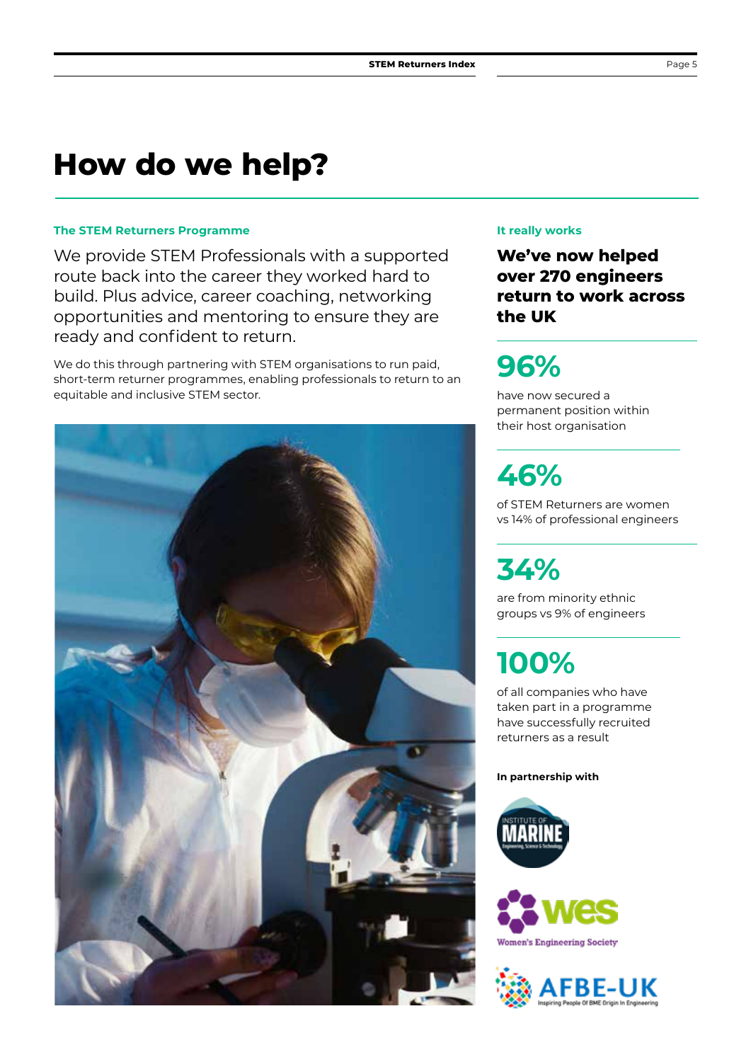# How do we help?

### The STEM Returners Programme

We provide STEM Professionals with a supported route back into the career they worked hard to build. Plus advice, career coaching, networking opportunities and mentoring to ensure they are ready and confident to return.

We do this through partnering with STEM organisations to run paid, short-term returner programmes, enabling professionals to return to an equitable and inclusive STEM sector.

### It really works

**We've now helped over 270 engineers return to work across the UK**

**96%**

have now secured a permanent position within their host organisation

**46%**

of STEM Returners are women vs 14% of professional engineers

**34%**

are from minority ethnic groups vs 9% of engineers

**100%**

of all companies who have taken part in a programme have successfully recruited returners as a result

**In partnership with**

Institute of Marine Engineering, Science & Technology

WES Women's Engineering Society

AFBE-UK Inspiring People Of BME Origin In Engineering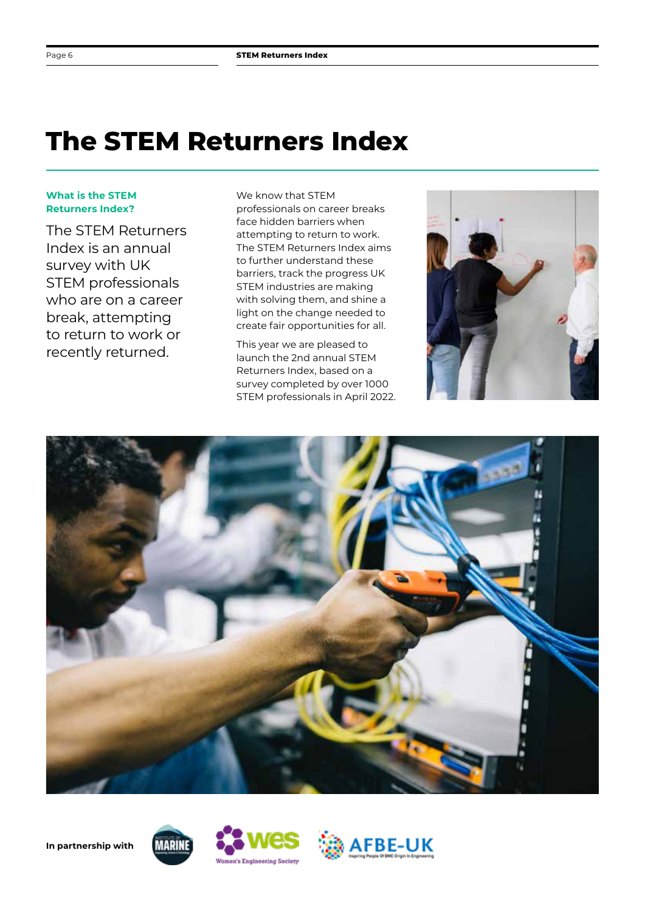# The STEM Returners Index

### What is the STEM Returners Index?

The STEM Returners Index is an annual survey with UK STEM professionals who are on a career break, attempting to return to work or recently returned.

We know that STEM professionals on career breaks face hidden barriers when attempting to return to work. The STEM Returners Index aims to further understand these barriers, track the progress UK STEM industries are making with solving them, and shine a light on the change needed to create fair opportunities for all.

This year we are pleased to launch the 2nd annual STEM Returners Index, based on a survey completed by over 1000 STEM professionals in April 2022.

**In partnership with**

Institute of Marine Engineering, Science & Technology

wes Women's Engineering Society

AFBE-UK Inspiring People Of BME Origin In Engineering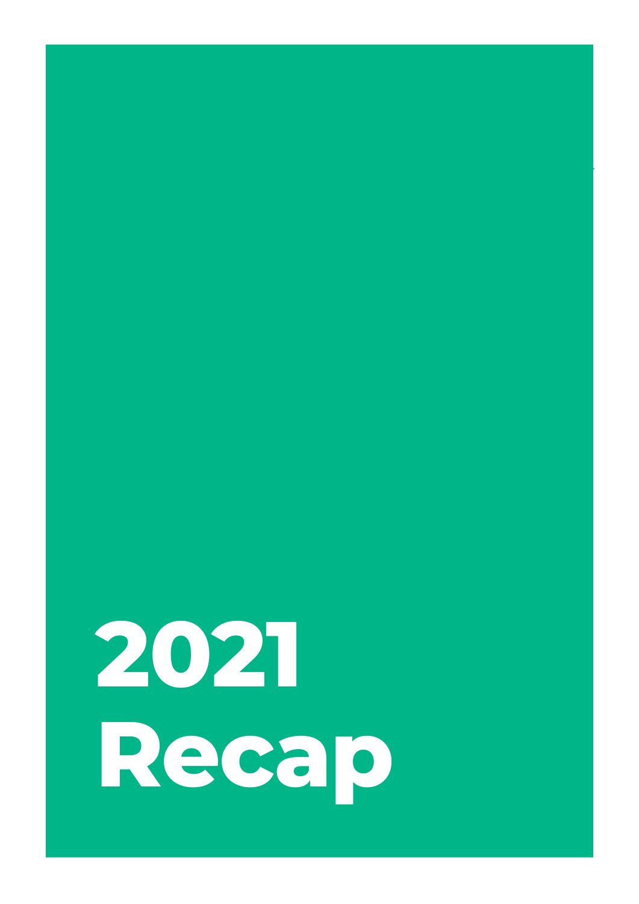# 2021 Recap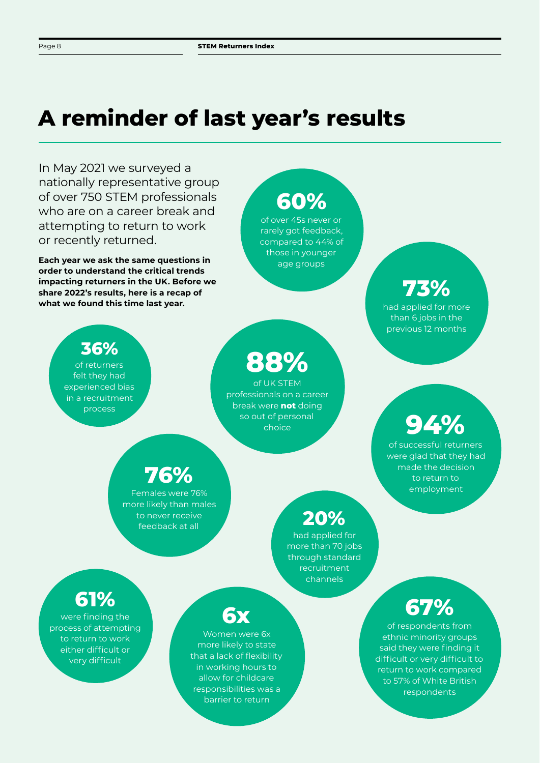# A reminder of last year's results

In May 2021 we surveyed a nationally representative group of over 750 STEM professionals who are on a career break and attempting to return to work or recently returned.

**Each year we ask the same questions in order to understand the critical trends impacting returners in the UK. Before we share 2022's results, here is a recap of what we found this time last year.**

**60%**
of over 45s never or rarely got feedback, compared to 44% of those in younger age groups

**73%**
had applied for more than 6 jobs in the previous 12 months

**36%**
of returners felt they had experienced bias in a recruitment process

**88%**
of UK STEM professionals on a career break were **not** doing so out of personal choice

**94%**
of successful returners were glad that they had made the decision to return to employment

**76%**
Females were 76% more likely than males to never receive feedback at all

**20%**
had applied for more than 70 jobs through standard recruitment channels

**61%**
were finding the process of attempting to return to work either difficult or very difficult

**6x**
Women were 6x more likely to state that a lack of flexibility in working hours to allow for childcare responsibilities was a barrier to return

**67%**
of respondents from ethnic minority groups said they were finding it difficult or very difficult to return to work compared to 57% of White British respondents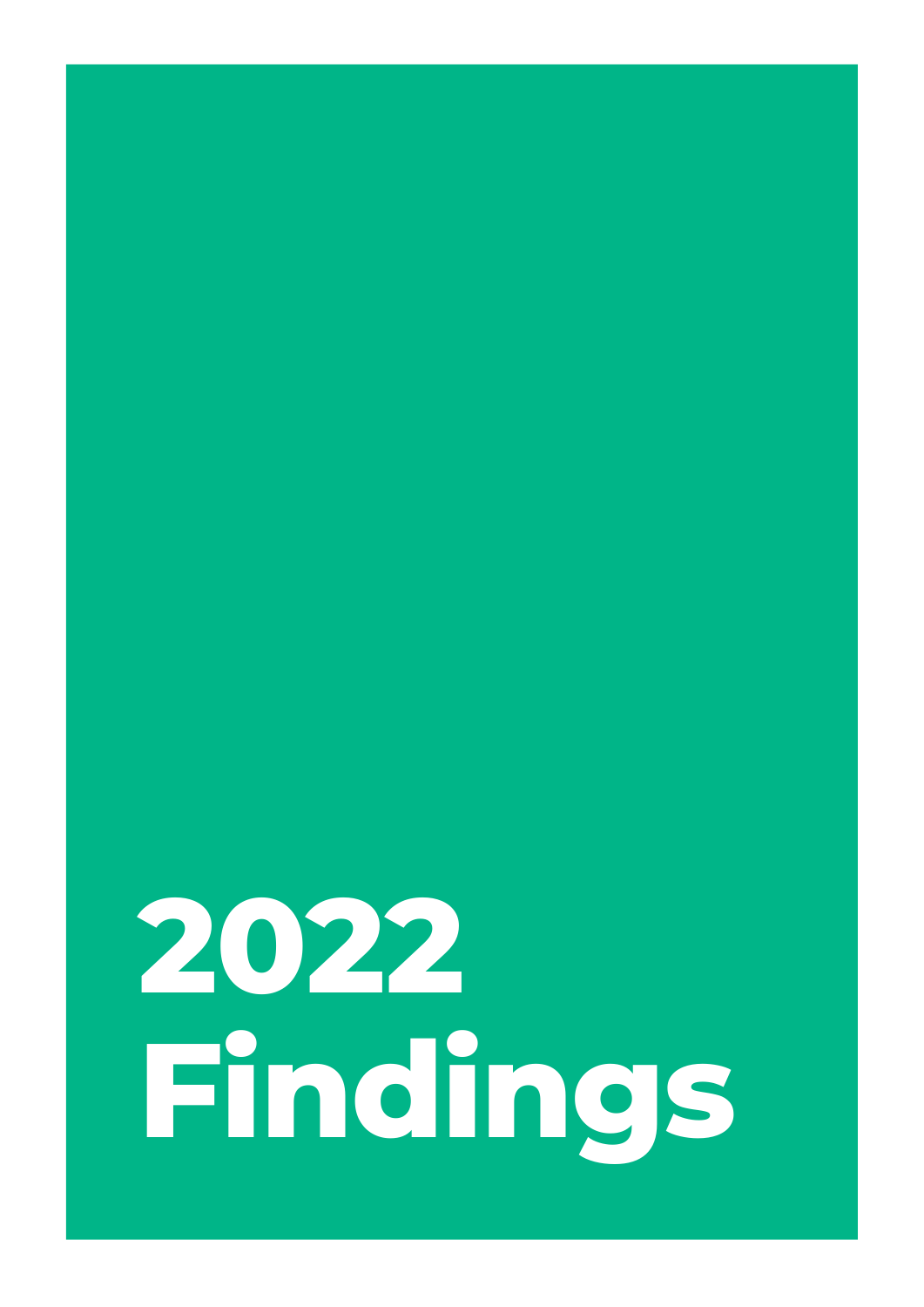# 2022 Findings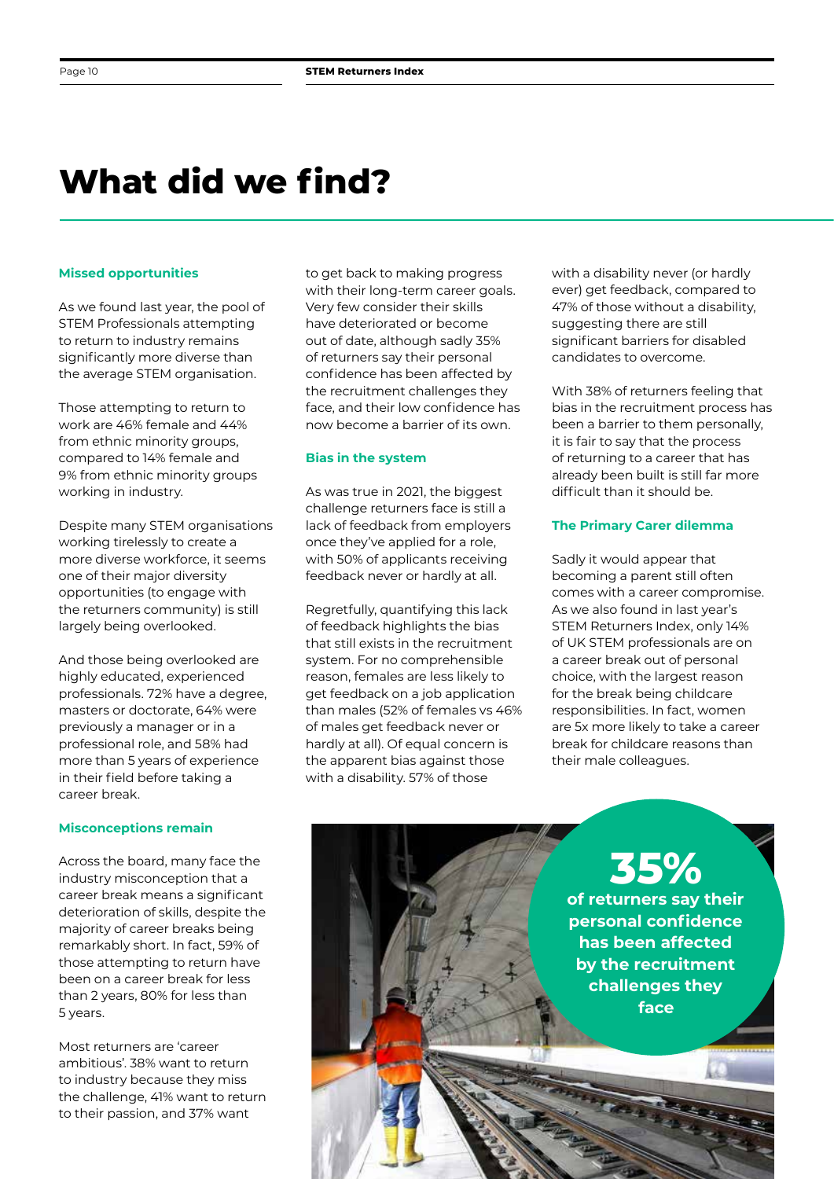# What did we find?

### Missed opportunities

As we found last year, the pool of STEM Professionals attempting to return to industry remains significantly more diverse than the average STEM organisation.

Those attempting to return to work are 46% female and 44% from ethnic minority groups, compared to 14% female and 9% from ethnic minority groups working in industry.

Despite many STEM organisations working tirelessly to create a more diverse workforce, it seems one of their major diversity opportunities (to engage with the returners community) is still largely being overlooked.

And those being overlooked are highly educated, experienced professionals. 72% have a degree, masters or doctorate, 64% were previously a manager or in a professional role, and 58% had more than 5 years of experience in their field before taking a career break.

### Misconceptions remain

Across the board, many face the industry misconception that a career break means a significant deterioration of skills, despite the majority of career breaks being remarkably short. In fact, 59% of those attempting to return have been on a career break for less than 2 years, 80% for less than 5 years.

Most returners are 'career ambitious'. 38% want to return to industry because they miss the challenge, 41% want to return to their passion, and 37% want to get back to making progress with their long-term career goals. Very few consider their skills have deteriorated or become out of date, although sadly 35% of returners say their personal confidence has been affected by the recruitment challenges they face, and their low confidence has now become a barrier of its own.

### Bias in the system

As was true in 2021, the biggest challenge returners face is still a lack of feedback from employers once they've applied for a role, with 50% of applicants receiving feedback never or hardly at all.

Regretfully, quantifying this lack of feedback highlights the bias that still exists in the recruitment system. For no comprehensible reason, females are less likely to get feedback on a job application than males (52% of females vs 46% of males get feedback never or hardly at all). Of equal concern is the apparent bias against those with a disability. 57% of those with a disability never (or hardly ever) get feedback, compared to 47% of those without a disability, suggesting there are still significant barriers for disabled candidates to overcome.

With 38% of returners feeling that bias in the recruitment process has been a barrier to them personally, it is fair to say that the process of returning to a career that has already been built is still far more difficult than it should be.

### The Primary Carer dilemma

Sadly it would appear that becoming a parent still often comes with a career compromise. As we also found in last year's STEM Returners Index, only 14% of UK STEM professionals are on a career break out of personal choice, with the largest reason for the break being childcare responsibilities. In fact, women are 5x more likely to take a career break for childcare reasons than their male colleagues.

**35%**

**of returners say their personal confidence has been affected by the recruitment challenges they face**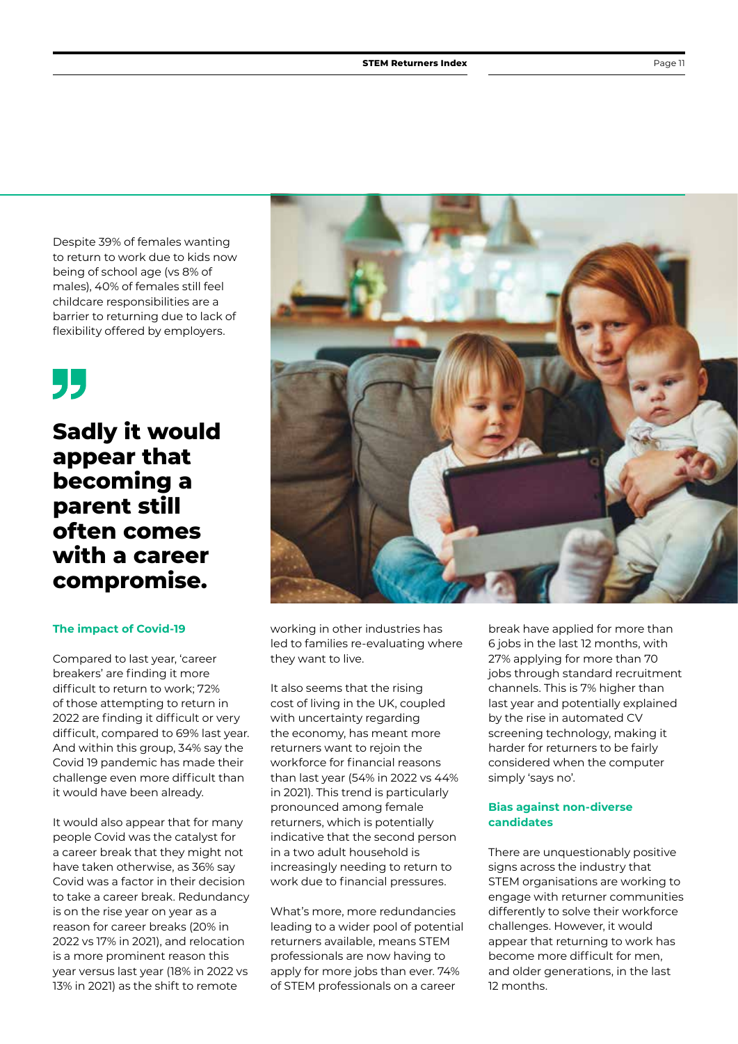Despite 39% of females wanting to return to work due to kids now being of school age (vs 8% of males), 40% of females still feel childcare responsibilities are a barrier to returning due to lack of flexibility offered by employers.

> **Sadly it would appear that becoming a parent still often comes with a career compromise.**

### The impact of Covid-19

Compared to last year, 'career breakers' are finding it more difficult to return to work; 72% of those attempting to return in 2022 are finding it difficult or very difficult, compared to 69% last year. And within this group, 34% say the Covid 19 pandemic has made their challenge even more difficult than it would have been already.

It would also appear that for many people Covid was the catalyst for a career break that they might not have taken otherwise, as 36% say Covid was a factor in their decision to take a career break. Redundancy is on the rise year on year as a reason for career breaks (20% in 2022 vs 17% in 2021), and relocation is a more prominent reason this year versus last year (18% in 2022 vs 13% in 2021) as the shift to remote working in other industries has led to families re-evaluating where they want to live.

It also seems that the rising cost of living in the UK, coupled with uncertainty regarding the economy, has meant more returners want to rejoin the workforce for financial reasons than last year (54% in 2022 vs 44% in 2021). This trend is particularly pronounced among female returners, which is potentially indicative that the second person in a two adult household is increasingly needing to return to work due to financial pressures.

What's more, more redundancies leading to a wider pool of potential returners available, means STEM professionals are now having to apply for more jobs than ever. 74% of STEM professionals on a career break have applied for more than 6 jobs in the last 12 months, with 27% applying for more than 70 jobs through standard recruitment channels. This is 7% higher than last year and potentially explained by the rise in automated CV screening technology, making it harder for returners to be fairly considered when the computer simply 'says no'.

### Bias against non-diverse candidates

There are unquestionably positive signs across the industry that STEM organisations are working to engage with returner communities differently to solve their workforce challenges. However, it would appear that returning to work has become more difficult for men, and older generations, in the last 12 months.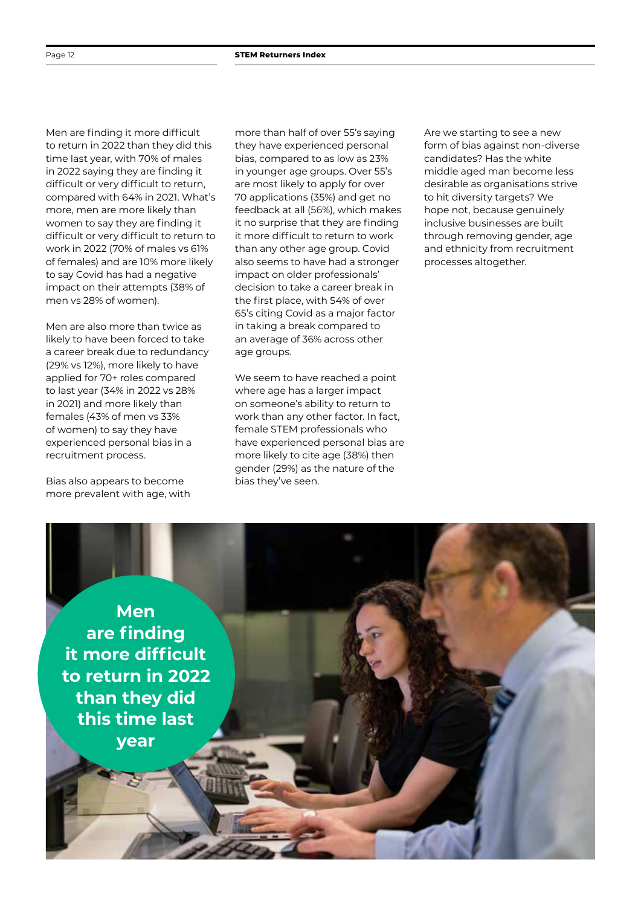Men are finding it more difficult to return in 2022 than they did this time last year, with 70% of males in 2022 saying they are finding it difficult or very difficult to return, compared with 64% in 2021. What's more, men are more likely than women to say they are finding it difficult or very difficult to return to work in 2022 (70% of males vs 61% of females) and are 10% more likely to say Covid has had a negative impact on their attempts (38% of men vs 28% of women).

Men are also more than twice as likely to have been forced to take a career break due to redundancy (29% vs 12%), more likely to have applied for 70+ roles compared to last year (34% in 2022 vs 28% in 2021) and more likely than females (43% of men vs 33% of women) to say they have experienced personal bias in a recruitment process.

Bias also appears to become more prevalent with age, with more than half of over 55's saying they have experienced personal bias, compared to as low as 23% in younger age groups. Over 55's are most likely to apply for over 70 applications (35%) and get no feedback at all (56%), which makes it no surprise that they are finding it more difficult to return to work than any other age group. Covid also seems to have had a stronger impact on older professionals' decision to take a career break in the first place, with 54% of over 65's citing Covid as a major factor in taking a break compared to an average of 36% across other age groups.

We seem to have reached a point where age has a larger impact on someone's ability to return to work than any other factor. In fact, female STEM professionals who have experienced personal bias are more likely to cite age (38%) then gender (29%) as the nature of the bias they've seen.

Are we starting to see a new form of bias against non-diverse candidates? Has the white middle aged man become less desirable as organisations strive to hit diversity targets? We hope not, because genuinely inclusive businesses are built through removing gender, age and ethnicity from recruitment processes altogether.

**Men are finding it more difficult to return in 2022 than they did this time last year**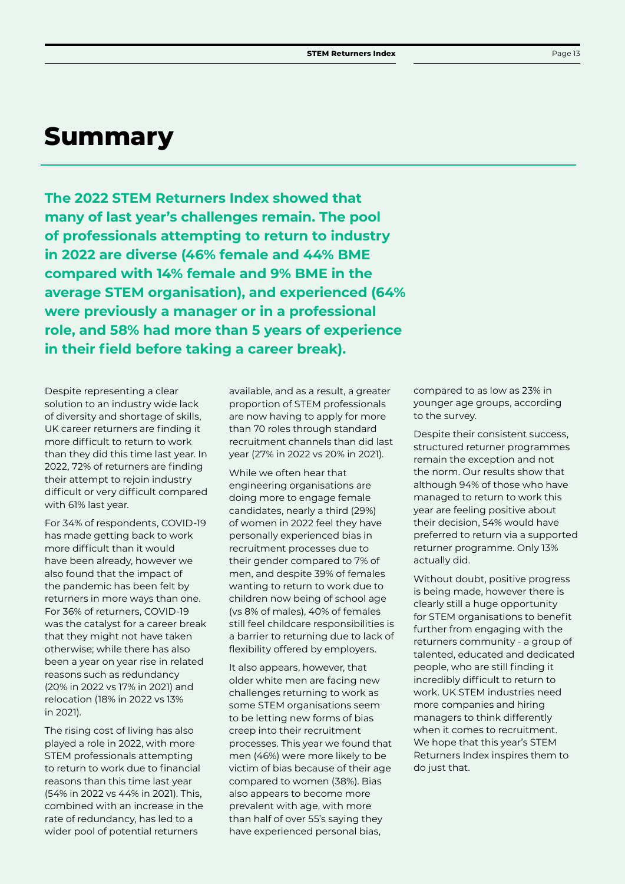# Summary

**The 2022 STEM Returners Index showed that many of last year's challenges remain. The pool of professionals attempting to return to industry in 2022 are diverse (46% female and 44% BME compared with 14% female and 9% BME in the average STEM organisation), and experienced (64% were previously a manager or in a professional role, and 58% had more than 5 years of experience in their field before taking a career break).**

Despite representing a clear solution to an industry wide lack of diversity and shortage of skills, UK career returners are finding it more difficult to return to work than they did this time last year. In 2022, 72% of returners are finding their attempt to rejoin industry difficult or very difficult compared with 61% last year.

For 34% of respondents, COVID-19 has made getting back to work more difficult than it would have been already, however we also found that the impact of the pandemic has been felt by returners in more ways than one. For 36% of returners, COVID-19 was the catalyst for a career break that they might not have taken otherwise; while there has also been a year on year rise in related reasons such as redundancy (20% in 2022 vs 17% in 2021) and relocation (18% in 2022 vs 13% in 2021).

The rising cost of living has also played a role in 2022, with more STEM professionals attempting to return to work due to financial reasons than this time last year (54% in 2022 vs 44% in 2021). This, combined with an increase in the rate of redundancy, has led to a wider pool of potential returners available, and as a result, a greater proportion of STEM professionals are now having to apply for more than 70 roles through standard recruitment channels than did last year (27% in 2022 vs 20% in 2021).

While we often hear that engineering organisations are doing more to engage female candidates, nearly a third (29%) of women in 2022 feel they have personally experienced bias in recruitment processes due to their gender compared to 7% of men, and despite 39% of females wanting to return to work due to children now being of school age (vs 8% of males), 40% of females still feel childcare responsibilities is a barrier to returning due to lack of flexibility offered by employers.

It also appears, however, that older white men are facing new challenges returning to work as some STEM organisations seem to be letting new forms of bias creep into their recruitment processes. This year we found that men (46%) were more likely to be victim of bias because of their age compared to women (38%). Bias also appears to become more prevalent with age, with more than half of over 55's saying they have experienced personal bias, compared to as low as 23% in younger age groups, according to the survey.

Despite their consistent success, structured returner programmes remain the exception and not the norm. Our results show that although 94% of those who have managed to return to work this year are feeling positive about their decision, 54% would have preferred to return via a supported returner programme. Only 13% actually did.

Without doubt, positive progress is being made, however there is clearly still a huge opportunity for STEM organisations to benefit further from engaging with the returners community - a group of talented, educated and dedicated people, who are still finding it incredibly difficult to return to work. UK STEM industries need more companies and hiring managers to think differently when it comes to recruitment. We hope that this year's STEM Returners Index inspires them to do just that.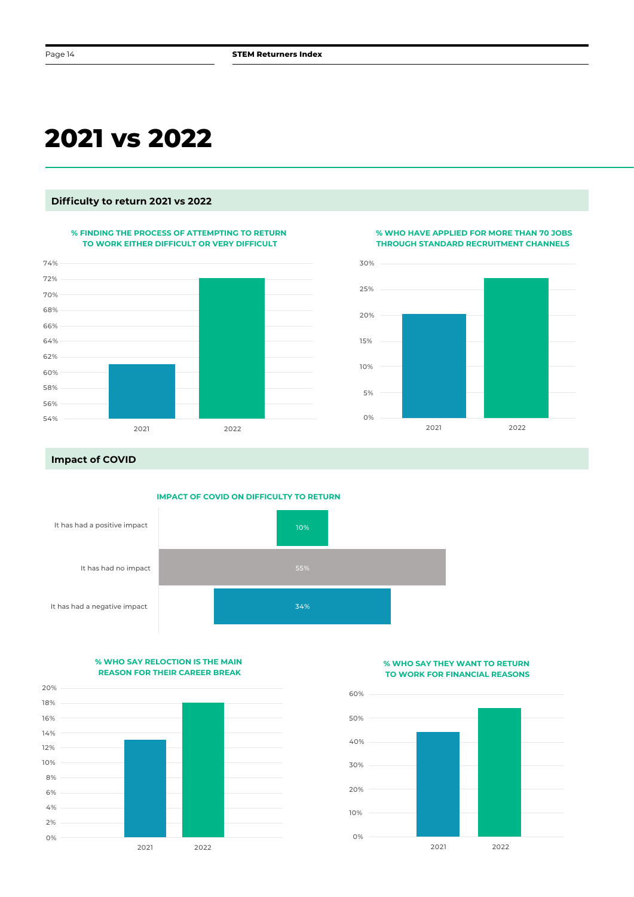# 2021 vs 2022

## Difficulty to return 2021 vs 2022

**% FINDING THE PROCESS OF ATTEMPTING TO RETURN TO WORK EITHER DIFFICULT OR VERY DIFFICULT**

**% WHO HAVE APPLIED FOR MORE THAN 70 JOBS THROUGH STANDARD RECRUITMENT CHANNELS**

## Impact of COVID

**IMPACT OF COVID ON DIFFICULTY TO RETURN**

| Response | % |
|---|---|
| It has had a positive impact | 10% |
| It has had no impact | 55% |
| It has had a negative impact | 34% |

**% WHO SAY RELOCTION IS THE MAIN REASON FOR THEIR CAREER BREAK**

**% WHO SAY THEY WANT TO RETURN TO WORK FOR FINANCIAL REASONS**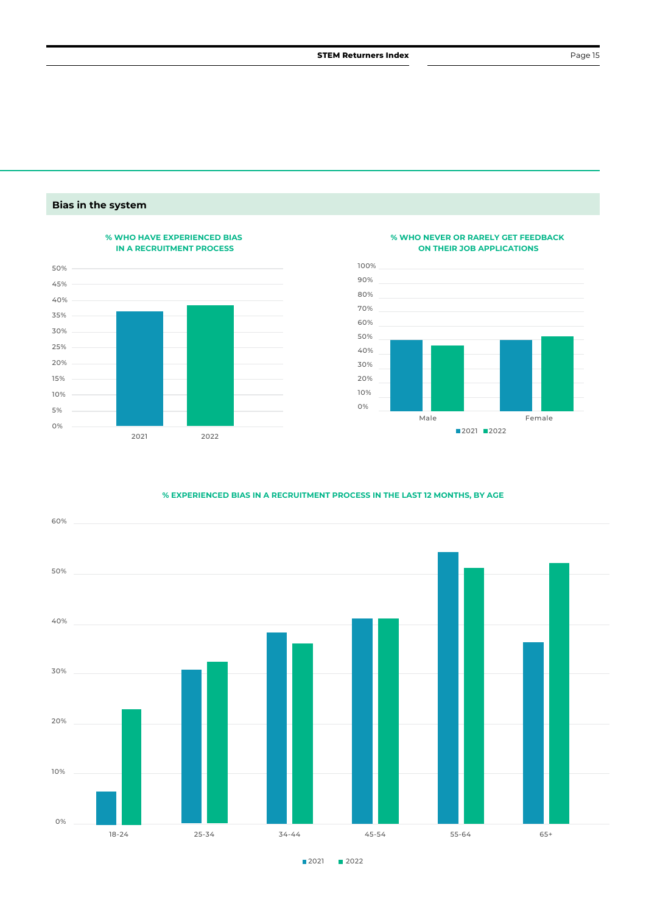## Bias in the system

**% WHO HAVE EXPERIENCED BIAS IN A RECRUITMENT PROCESS**

**% WHO NEVER OR RARELY GET FEEDBACK ON THEIR JOB APPLICATIONS**

**% EXPERIENCED BIAS IN A RECRUITMENT PROCESS IN THE LAST 12 MONTHS, BY AGE**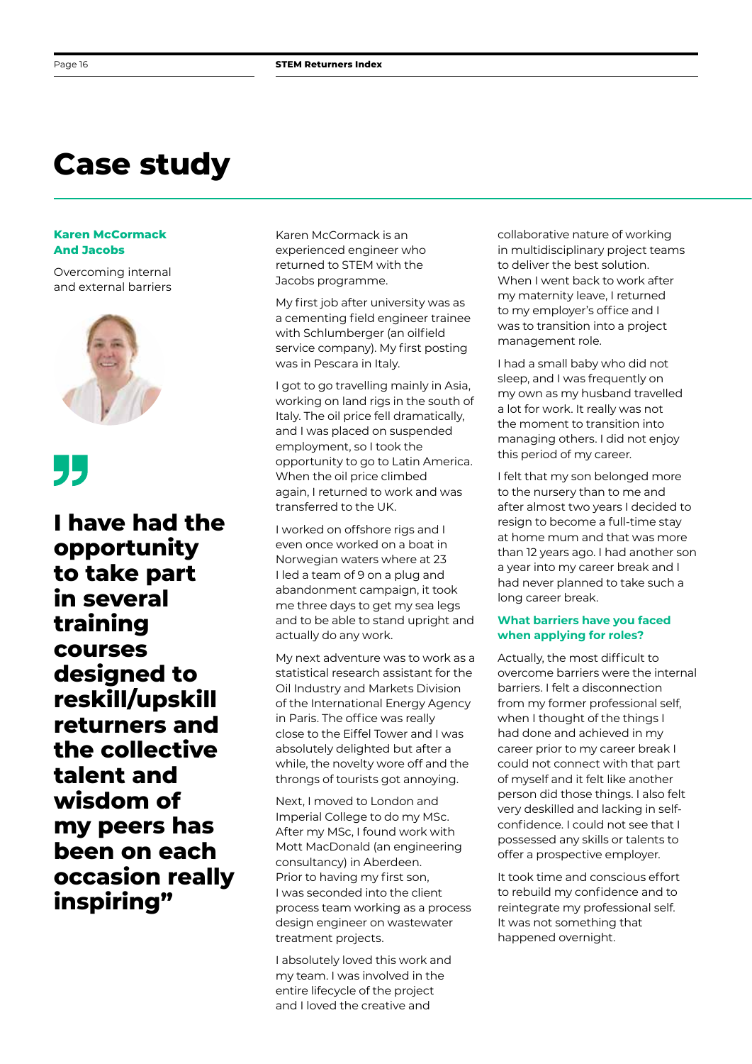# Case study

**Karen McCormack And Jacobs**

Overcoming internal and external barriers

> **I have had the opportunity to take part in several training courses designed to reskill/upskill returners and the collective talent and wisdom of my peers has been on each occasion really inspiring”**

Karen McCormack is an experienced engineer who returned to STEM with the Jacobs programme.

My first job after university was as a cementing field engineer trainee with Schlumberger (an oilfield service company). My first posting was in Pescara in Italy.

I got to go travelling mainly in Asia, working on land rigs in the south of Italy. The oil price fell dramatically, and I was placed on suspended employment, so I took the opportunity to go to Latin America. When the oil price climbed again, I returned to work and was transferred to the UK.

I worked on offshore rigs and I even once worked on a boat in Norwegian waters where at 23 I led a team of 9 on a plug and abandonment campaign, it took me three days to get my sea legs and to be able to stand upright and actually do any work.

My next adventure was to work as a statistical research assistant for the Oil Industry and Markets Division of the International Energy Agency in Paris. The office was really close to the Eiffel Tower and I was absolutely delighted but after a while, the novelty wore off and the throngs of tourists got annoying.

Next, I moved to London and Imperial College to do my MSc. After my MSc, I found work with Mott MacDonald (an engineering consultancy) in Aberdeen. Prior to having my first son, I was seconded into the client process team working as a process design engineer on wastewater treatment projects.

I absolutely loved this work and my team. I was involved in the entire lifecycle of the project and I loved the creative and collaborative nature of working in multidisciplinary project teams to deliver the best solution. When I went back to work after my maternity leave, I returned to my employer's office and I was to transition into a project management role.

I had a small baby who did not sleep, and I was frequently on my own as my husband travelled a lot for work. It really was not the moment to transition into managing others. I did not enjoy this period of my career.

I felt that my son belonged more to the nursery than to me and after almost two years I decided to resign to become a full-time stay at home mum and that was more than 12 years ago. I had another son a year into my career break and I had never planned to take such a long career break.

**What barriers have you faced when applying for roles?**

Actually, the most difficult to overcome barriers were the internal barriers. I felt a disconnection from my former professional self, when I thought of the things I had done and achieved in my career prior to my career break I could not connect with that part of myself and it felt like another person did those things. I also felt very deskilled and lacking in self-confidence. I could not see that I possessed any skills or talents to offer a prospective employer.

It took time and conscious effort to rebuild my confidence and to reintegrate my professional self. It was not something that happened overnight.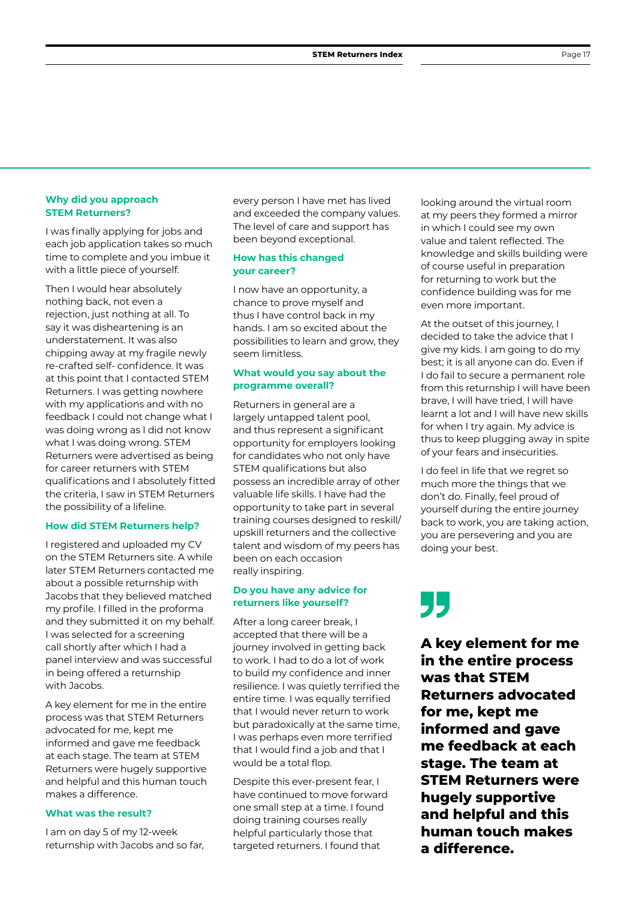### Why did you approach STEM Returners?

I was finally applying for jobs and each job application takes so much time to complete and you imbue it with a little piece of yourself.

Then I would hear absolutely nothing back, not even a rejection, just nothing at all. To say it was disheartening is an understatement. It was also chipping away at my fragile newly re-crafted self- confidence. It was at this point that I contacted STEM Returners. I was getting nowhere with my applications and with no feedback I could not change what I was doing wrong as I did not know what I was doing wrong. STEM Returners were advertised as being for career returners with STEM qualifications and I absolutely fitted the criteria, I saw in STEM Returners the possibility of a lifeline.

### How did STEM Returners help?

I registered and uploaded my CV on the STEM Returners site. A while later STEM Returners contacted me about a possible returnship with Jacobs that they believed matched my profile. I filled in the proforma and they submitted it on my behalf. I was selected for a screening call shortly after which I had a panel interview and was successful in being offered a returnship with Jacobs.

A key element for me in the entire process was that STEM Returners advocated for me, kept me informed and gave me feedback at each stage. The team at STEM Returners were hugely supportive and helpful and this human touch makes a difference.

### What was the result?

I am on day 5 of my 12-week returnship with Jacobs and so far, every person I have met has lived and exceeded the company values. The level of care and support has been beyond exceptional.

### How has this changed your career?

I now have an opportunity, a chance to prove myself and thus I have control back in my hands. I am so excited about the possibilities to learn and grow, they seem limitless.

### What would you say about the programme overall?

Returners in general are a largely untapped talent pool, and thus represent a significant opportunity for employers looking for candidates who not only have STEM qualifications but also possess an incredible array of other valuable life skills. I have had the opportunity to take part in several training courses designed to reskill/ upskill returners and the collective talent and wisdom of my peers has been on each occasion really inspiring.

### Do you have any advice for returners like yourself?

After a long career break, I accepted that there will be a journey involved in getting back to work. I had to do a lot of work to build my confidence and inner resilience. I was quietly terrified the entire time. I was equally terrified that I would never return to work but paradoxically at the same time, I was perhaps even more terrified that I would find a job and that I would be a total flop.

Despite this ever-present fear, I have continued to move forward one small step at a time. I found doing training courses really helpful particularly those that targeted returners. I found that looking around the virtual room at my peers they formed a mirror in which I could see my own value and talent reflected. The knowledge and skills building were of course useful in preparation for returning to work but the confidence building was for me even more important.

At the outset of this journey, I decided to take the advice that I give my kids. I am going to do my best; it is all anyone can do. Even if I do fail to secure a permanent role from this returnship I will have been brave, I will have tried, I will have learnt a lot and I will have new skills for when I try again. My advice is thus to keep plugging away in spite of your fears and insecurities.

I do feel in life that we regret so much more the things that we don't do. Finally, feel proud of yourself during the entire journey back to work, you are taking action, you are persevering and you are doing your best.

> **A key element for me in the entire process was that STEM Returners advocated for me, kept me informed and gave me feedback at each stage. The team at STEM Returners were hugely supportive and helpful and this human touch makes a difference.**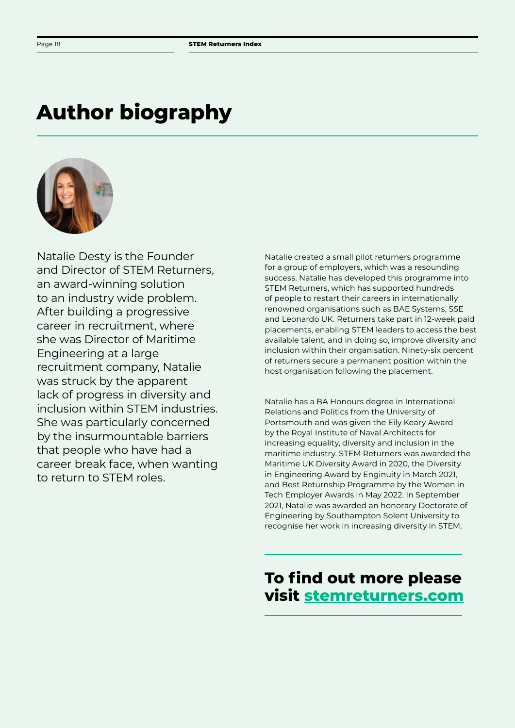# Author biography

Natalie Desty is the Founder and Director of STEM Returners, an award-winning solution to an industry wide problem. After building a progressive career in recruitment, where she was Director of Maritime Engineering at a large recruitment company, Natalie was struck by the apparent lack of progress in diversity and inclusion within STEM industries. She was particularly concerned by the insurmountable barriers that people who have had a career break face, when wanting to return to STEM roles.

Natalie created a small pilot returners programme for a group of employers, which was a resounding success. Natalie has developed this programme into STEM Returners, which has supported hundreds of people to restart their careers in internationally renowned organisations such as BAE Systems, SSE and Leonardo UK. Returners take part in 12-week paid placements, enabling STEM leaders to access the best available talent, and in doing so, improve diversity and inclusion within their organisation. Ninety-six percent of returners secure a permanent position within the host organisation following the placement.

Natalie has a BA Honours degree in International Relations and Politics from the University of Portsmouth and was given the Eily Keary Award by the Royal Institute of Naval Architects for increasing equality, diversity and inclusion in the maritime industry. STEM Returners was awarded the Maritime UK Diversity Award in 2020, the Diversity in Engineering Award by Enginuity in March 2021, and Best Returnship Programme by the Women in Tech Employer Awards in May 2022. In September 2021, Natalie was awarded an honorary Doctorate of Engineering by Southampton Solent University to recognise her work in increasing diversity in STEM.

**To find out more please visit [stemreturners.com](https://stemreturners.com)**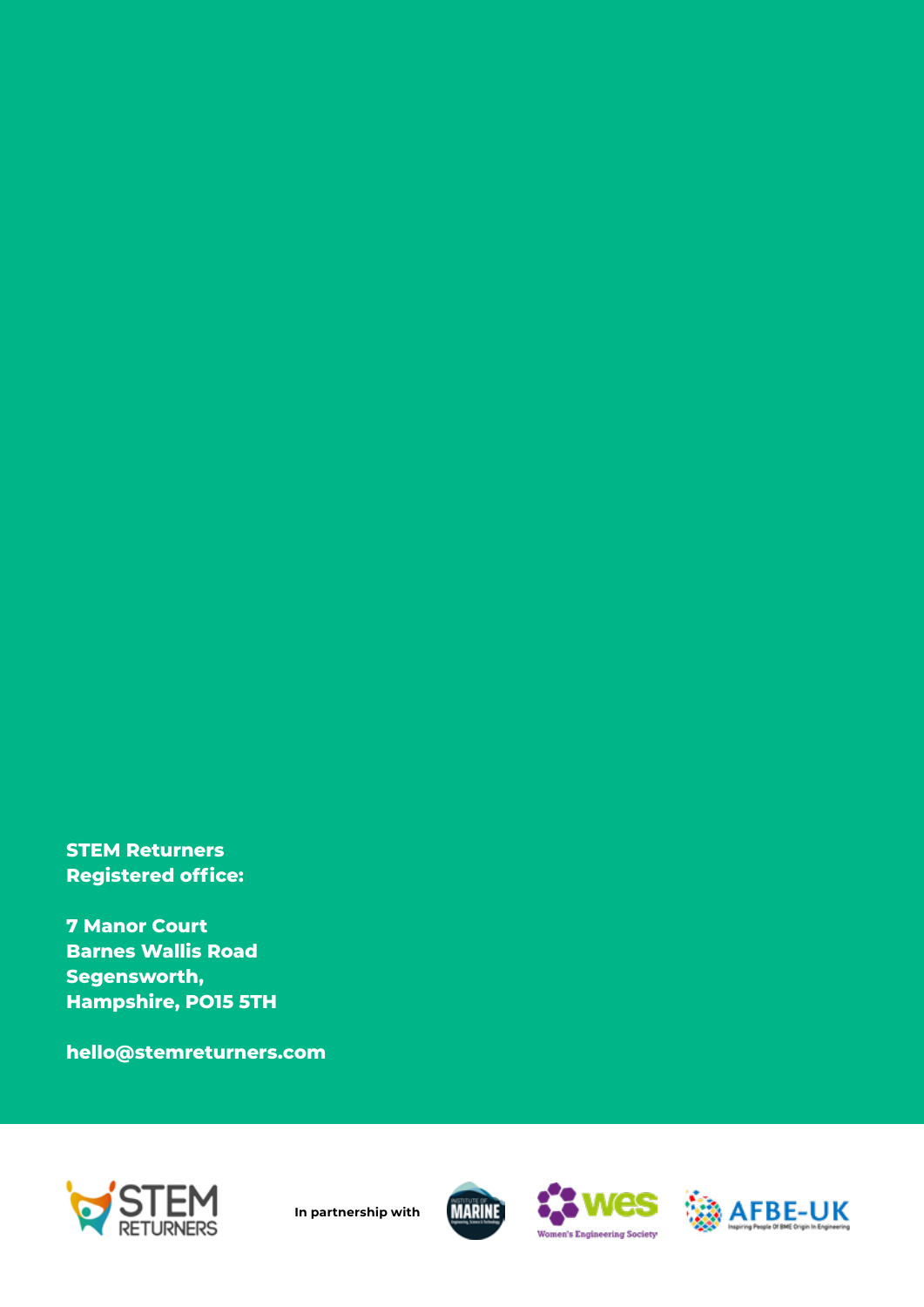**STEM Returners**
**Registered office:**

**7 Manor Court**
**Barnes Wallis Road**
**Segensworth,**
**Hampshire, PO15 5TH**

**hello@stemreturners.com**

STEM RETURNERS

**In partnership with**

INSTITUTE OF MARINE Engineering, Science & Technology

wes Women's Engineering Society

AFBE-UK Inspiring People Of BME Origin In Engineering